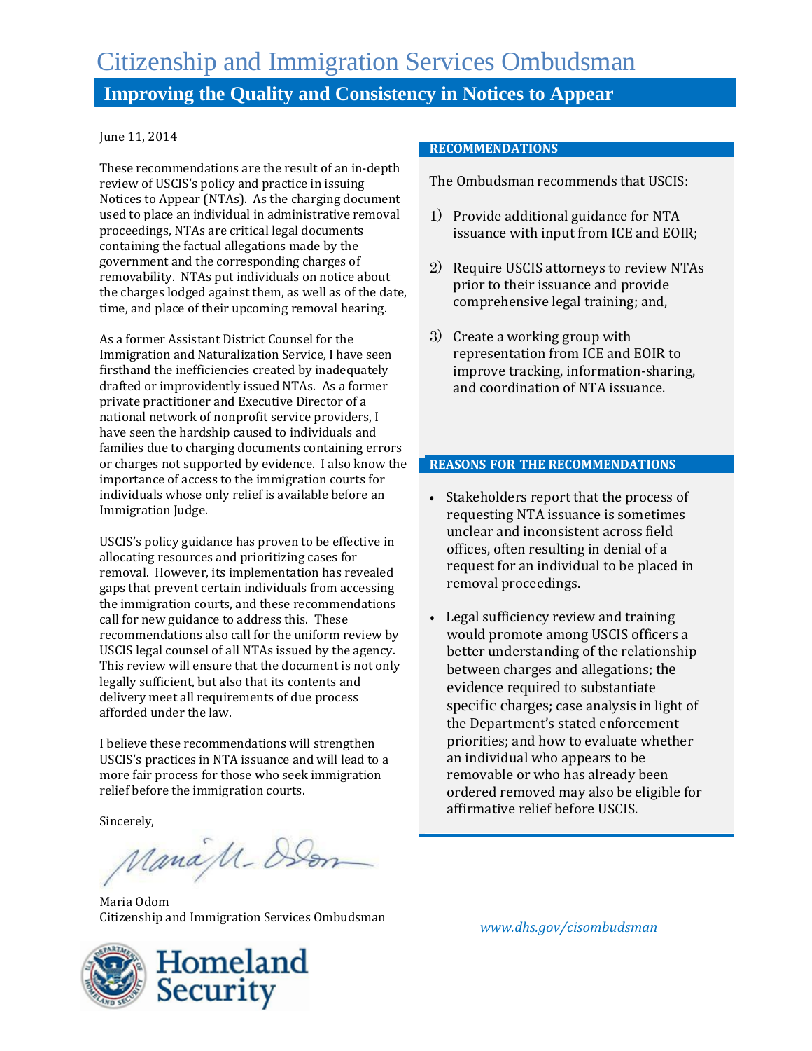# Citizenship and Immigration Services Ombudsman

## Improving the Quality and Consistency in Notices to Appear

June 11, 2014

These recommendations are the result of an in-depth review of USCIS's policy and practice in issuing Notices to Appear (NTAs). As the charging document used to place an individual in administrative removal proceedings, NTAs are critical legal documents containing the factual allegations made by the government and the corresponding charges of removability. NTAs put individuals on notice about the charges lodged against them, as well as of the date, time, and place of their upcoming removal hearing.

As a former Assistant District Counsel for the Immigration and Naturalization Service, I have seen firsthand the inefficiencies created by inadequately drafted or improvidently issued NTAs. As a former private practitioner and Executive Director of a national network of nonprofit service providers, I have seen the hardship caused to individuals and families due to charging documents containing errors or charges not supported by evidence. I also know the importance of access to the immigration courts for individuals whose only relief is available before an Immigration Judge.

USCIS's policy guidance has proven to be effective in allocating resources and prioritizing cases for removal. However, its implementation has revealed gaps that prevent certain individuals from accessing the immigration courts, and these recommendations call for new guidance to address this. These recommendations also call for the uniform review by USCIS legal counsel of all NTAs issued by the agency. This review will ensure that the document is not only legally sufficient, but also that its contents and delivery meet all requirements of due process afforded under the law.

I believe these recommendations will strengthen USCIS's practices in NTA issuance and will lead to a more fair process for those who seek immigration relief before the immigration courts.

Sincerely,

Maria Odom
Citizenship and Immigration Services Ombudsman

### RECOMMENDATIONS

The Ombudsman recommends that USCIS:

1) Provide additional guidance for NTA issuance with input from ICE and EOIR;

2) Require USCIS attorneys to review NTAs prior to their issuance and provide comprehensive legal training; and,

3) Create a working group with representation from ICE and EOIR to improve tracking, information-sharing, and coordination of NTA issuance.

### REASONS FOR THE RECOMMENDATIONS

- Stakeholders report that the process of requesting NTA issuance is sometimes unclear and inconsistent across field offices, often resulting in denial of a request for an individual to be placed in removal proceedings.

- Legal sufficiency review and training would promote among USCIS officers a better understanding of the relationship between charges and allegations; the evidence required to substantiate specific charges; case analysis in light of the Department's stated enforcement priorities; and how to evaluate whether an individual who appears to be removable or who has already been ordered removed may also be eligible for affirmative relief before USCIS.

*www.dhs.gov/cisombudsman*

Homeland Security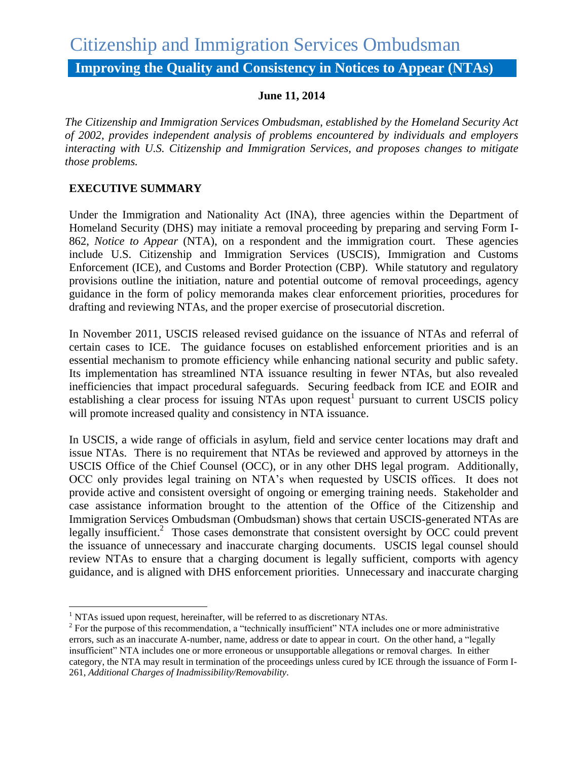# Citizenship and Immigration Services Ombudsman

## Improving the Quality and Consistency in Notices to Appear (NTAs)

**June 11, 2014**

*The Citizenship and Immigration Services Ombudsman, established by the Homeland Security Act of 2002, provides independent analysis of problems encountered by individuals and employers interacting with U.S. Citizenship and Immigration Services, and proposes changes to mitigate those problems.*

### EXECUTIVE SUMMARY

Under the Immigration and Nationality Act (INA), three agencies within the Department of Homeland Security (DHS) may initiate a removal proceeding by preparing and serving Form I-862, *Notice to Appear* (NTA), on a respondent and the immigration court. These agencies include U.S. Citizenship and Immigration Services (USCIS), Immigration and Customs Enforcement (ICE), and Customs and Border Protection (CBP). While statutory and regulatory provisions outline the initiation, nature and potential outcome of removal proceedings, agency guidance in the form of policy memoranda makes clear enforcement priorities, procedures for drafting and reviewing NTAs, and the proper exercise of prosecutorial discretion.

In November 2011, USCIS released revised guidance on the issuance of NTAs and referral of certain cases to ICE. The guidance focuses on established enforcement priorities and is an essential mechanism to promote efficiency while enhancing national security and public safety. Its implementation has streamlined NTA issuance resulting in fewer NTAs, but also revealed inefficiencies that impact procedural safeguards. Securing feedback from ICE and EOIR and establishing a clear process for issuing NTAs upon request[1] pursuant to current USCIS policy will promote increased quality and consistency in NTA issuance.

In USCIS, a wide range of officials in asylum, field and service center locations may draft and issue NTAs. There is no requirement that NTAs be reviewed and approved by attorneys in the USCIS Office of the Chief Counsel (OCC), or in any other DHS legal program. Additionally, OCC only provides legal training on NTA's when requested by USCIS offices. It does not provide active and consistent oversight of ongoing or emerging training needs. Stakeholder and case assistance information brought to the attention of the Office of the Citizenship and Immigration Services Ombudsman (Ombudsman) shows that certain USCIS-generated NTAs are legally insufficient.[2] Those cases demonstrate that consistent oversight by OCC could prevent the issuance of unnecessary and inaccurate charging documents. USCIS legal counsel should review NTAs to ensure that a charging document is legally sufficient, comports with agency guidance, and is aligned with DHS enforcement priorities. Unnecessary and inaccurate charging

---

[1] NTAs issued upon request, hereinafter, will be referred to as discretionary NTAs.

[2] For the purpose of this recommendation, a "technically insufficient" NTA includes one or more administrative errors, such as an inaccurate A-number, name, address or date to appear in court. On the other hand, a "legally insufficient" NTA includes one or more erroneous or unsupportable allegations or removal charges. In either category, the NTA may result in termination of the proceedings unless cured by ICE through the issuance of Form I-261, *Additional Charges of Inadmissibility/Removability*.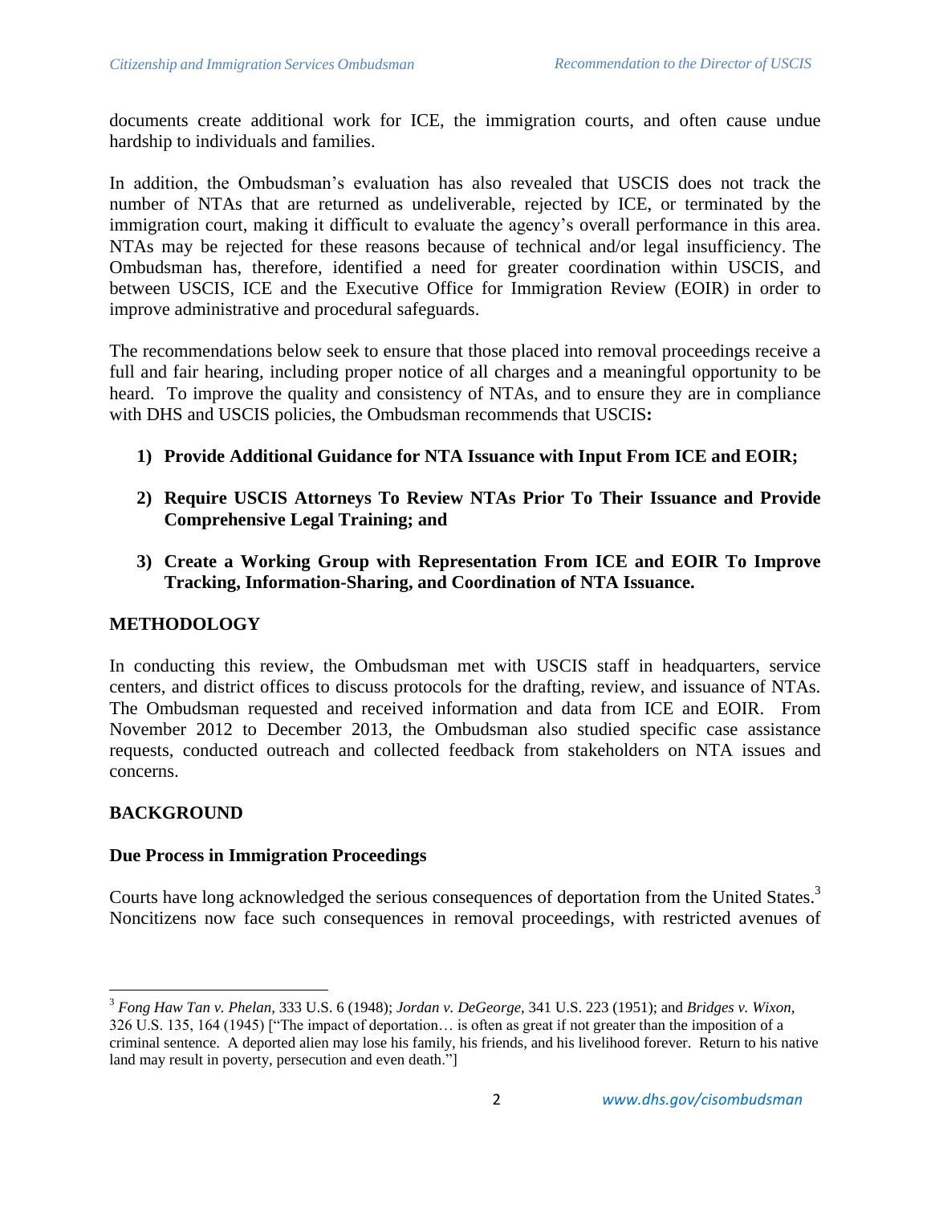documents create additional work for ICE, the immigration courts, and often cause undue hardship to individuals and families.

In addition, the Ombudsman's evaluation has also revealed that USCIS does not track the number of NTAs that are returned as undeliverable, rejected by ICE, or terminated by the immigration court, making it difficult to evaluate the agency's overall performance in this area. NTAs may be rejected for these reasons because of technical and/or legal insufficiency. The Ombudsman has, therefore, identified a need for greater coordination within USCIS, and between USCIS, ICE and the Executive Office for Immigration Review (EOIR) in order to improve administrative and procedural safeguards.

The recommendations below seek to ensure that those placed into removal proceedings receive a full and fair hearing, including proper notice of all charges and a meaningful opportunity to be heard. To improve the quality and consistency of NTAs, and to ensure they are in compliance with DHS and USCIS policies, the Ombudsman recommends that USCIS**:**

1) **Provide Additional Guidance for NTA Issuance with Input From ICE and EOIR;**

2) **Require USCIS Attorneys To Review NTAs Prior To Their Issuance and Provide Comprehensive Legal Training; and**

3) **Create a Working Group with Representation From ICE and EOIR To Improve Tracking, Information-Sharing, and Coordination of NTA Issuance.**

## METHODOLOGY

In conducting this review, the Ombudsman met with USCIS staff in headquarters, service centers, and district offices to discuss protocols for the drafting, review, and issuance of NTAs. The Ombudsman requested and received information and data from ICE and EOIR. From November 2012 to December 2013, the Ombudsman also studied specific case assistance requests, conducted outreach and collected feedback from stakeholders on NTA issues and concerns.

## BACKGROUND

### Due Process in Immigration Proceedings

Courts have long acknowledged the serious consequences of deportation from the United States.[3] Noncitizens now face such consequences in removal proceedings, with restricted avenues of

---

[3] *Fong Haw Tan v. Phelan*, 333 U.S. 6 (1948); *Jordan v. DeGeorge*, 341 U.S. 223 (1951); and *Bridges v. Wixon*, 326 U.S. 135, 164 (1945) ["The impact of deportation… is often as great if not greater than the imposition of a criminal sentence. A deported alien may lose his family, his friends, and his livelihood forever. Return to his native land may result in poverty, persecution and even death."]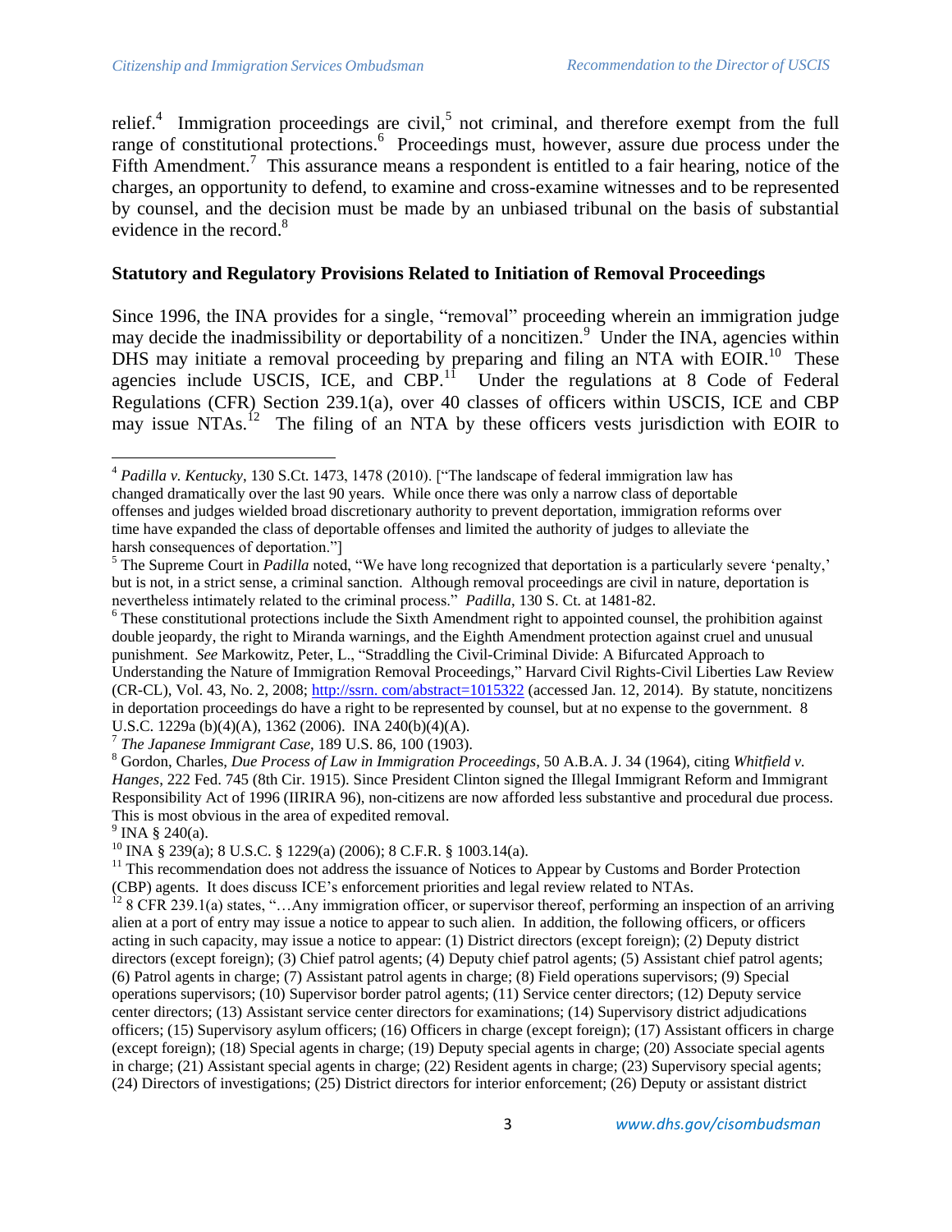relief.[4] Immigration proceedings are civil,[5] not criminal, and therefore exempt from the full range of constitutional protections.[6] Proceedings must, however, assure due process under the Fifth Amendment.[7] This assurance means a respondent is entitled to a fair hearing, notice of the charges, an opportunity to defend, to examine and cross-examine witnesses and to be represented by counsel, and the decision must be made by an unbiased tribunal on the basis of substantial evidence in the record.[8]

**Statutory and Regulatory Provisions Related to Initiation of Removal Proceedings**

Since 1996, the INA provides for a single, "removal" proceeding wherein an immigration judge may decide the inadmissibility or deportability of a noncitizen.[9] Under the INA, agencies within DHS may initiate a removal proceeding by preparing and filing an NTA with EOIR.[10] These agencies include USCIS, ICE, and CBP.[11] Under the regulations at 8 Code of Federal Regulations (CFR) Section 239.1(a), over 40 classes of officers within USCIS, ICE and CBP may issue NTAs.[12] The filing of an NTA by these officers vests jurisdiction with EOIR to

---

[4] *Padilla v. Kentucky*, 130 S.Ct. 1473, 1478 (2010). ["The landscape of federal immigration law has changed dramatically over the last 90 years. While once there was only a narrow class of deportable offenses and judges wielded broad discretionary authority to prevent deportation, immigration reforms over time have expanded the class of deportable offenses and limited the authority of judges to alleviate the harsh consequences of deportation."]

[5] The Supreme Court in *Padilla* noted, "We have long recognized that deportation is a particularly severe 'penalty,' but is not, in a strict sense, a criminal sanction. Although removal proceedings are civil in nature, deportation is nevertheless intimately related to the criminal process." *Padilla*, 130 S. Ct. at 1481-82.

[6] These constitutional protections include the Sixth Amendment right to appointed counsel, the prohibition against double jeopardy, the right to Miranda warnings, and the Eighth Amendment protection against cruel and unusual punishment. *See* Markowitz, Peter, L., "Straddling the Civil-Criminal Divide: A Bifurcated Approach to Understanding the Nature of Immigration Removal Proceedings," Harvard Civil Rights-Civil Liberties Law Review (CR-CL), Vol. 43, No. 2, 2008; http://ssrn. com/abstract=1015322 (accessed Jan. 12, 2014). By statute, noncitizens in deportation proceedings do have a right to be represented by counsel, but at no expense to the government. 8 U.S.C. 1229a (b)(4)(A), 1362 (2006). INA 240(b)(4)(A).

[7] *The Japanese Immigrant Case*, 189 U.S. 86, 100 (1903).

[8] Gordon, Charles, *Due Process of Law in Immigration Proceedings*, 50 A.B.A. J. 34 (1964), citing *Whitfield v. Hanges*, 222 Fed. 745 (8th Cir. 1915). Since President Clinton signed the Illegal Immigrant Reform and Immigrant Responsibility Act of 1996 (IIRIRA 96), non-citizens are now afforded less substantive and procedural due process. This is most obvious in the area of expedited removal.

[9] INA § 240(a).

[10] INA § 239(a); 8 U.S.C. § 1229(a) (2006); 8 C.F.R. § 1003.14(a).

[11] This recommendation does not address the issuance of Notices to Appear by Customs and Border Protection (CBP) agents. It does discuss ICE's enforcement priorities and legal review related to NTAs.

[12] 8 CFR 239.1(a) states, "…Any immigration officer, or supervisor thereof, performing an inspection of an arriving alien at a port of entry may issue a notice to appear to such alien. In addition, the following officers, or officers acting in such capacity, may issue a notice to appear: (1) District directors (except foreign); (2) Deputy district directors (except foreign); (3) Chief patrol agents; (4) Deputy chief patrol agents; (5) Assistant chief patrol agents; (6) Patrol agents in charge; (7) Assistant patrol agents in charge; (8) Field operations supervisors; (9) Special operations supervisors; (10) Supervisor border patrol agents; (11) Service center directors; (12) Deputy service center directors; (13) Assistant service center directors for examinations; (14) Supervisory district adjudications officers; (15) Supervisory asylum officers; (16) Officers in charge (except foreign); (17) Assistant officers in charge (except foreign); (18) Special agents in charge; (19) Deputy special agents in charge; (20) Associate special agents in charge; (21) Assistant special agents in charge; (22) Resident agents in charge; (23) Supervisory special agents; (24) Directors of investigations; (25) District directors for interior enforcement; (26) Deputy or assistant district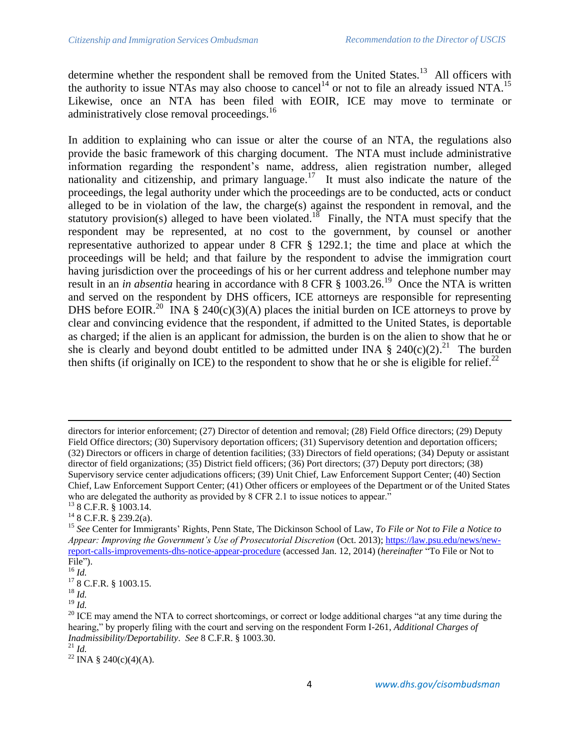determine whether the respondent shall be removed from the United States.[13] All officers with the authority to issue NTAs may also choose to cancel[14] or not to file an already issued NTA.[15] Likewise, once an NTA has been filed with EOIR, ICE may move to terminate or administratively close removal proceedings.[16]

In addition to explaining who can issue or alter the course of an NTA, the regulations also provide the basic framework of this charging document. The NTA must include administrative information regarding the respondent's name, address, alien registration number, alleged nationality and citizenship, and primary language.[17] It must also indicate the nature of the proceedings, the legal authority under which the proceedings are to be conducted, acts or conduct alleged to be in violation of the law, the charge(s) against the respondent in removal, and the statutory provision(s) alleged to have been violated.[18] Finally, the NTA must specify that the respondent may be represented, at no cost to the government, by counsel or another representative authorized to appear under 8 CFR § 1292.1; the time and place at which the proceedings will be held; and that failure by the respondent to advise the immigration court having jurisdiction over the proceedings of his or her current address and telephone number may result in an *in absentia* hearing in accordance with 8 CFR § 1003.26.[19] Once the NTA is written and served on the respondent by DHS officers, ICE attorneys are responsible for representing DHS before EOIR.[20] INA § 240(c)(3)(A) places the initial burden on ICE attorneys to prove by clear and convincing evidence that the respondent, if admitted to the United States, is deportable as charged; if the alien is an applicant for admission, the burden is on the alien to show that he or she is clearly and beyond doubt entitled to be admitted under INA § 240(c)(2).[21] The burden then shifts (if originally on ICE) to the respondent to show that he or she is eligible for relief.[22]

---

directors for interior enforcement; (27) Director of detention and removal; (28) Field Office directors; (29) Deputy Field Office directors; (30) Supervisory deportation officers; (31) Supervisory detention and deportation officers; (32) Directors or officers in charge of detention facilities; (33) Directors of field operations; (34) Deputy or assistant director of field organizations; (35) District field officers; (36) Port directors; (37) Deputy port directors; (38) Supervisory service center adjudications officers; (39) Unit Chief, Law Enforcement Support Center; (40) Section Chief, Law Enforcement Support Center; (41) Other officers or employees of the Department or of the United States who are delegated the authority as provided by 8 CFR 2.1 to issue notices to appear."

[13] 8 C.F.R. § 1003.14.

[14] 8 C.F.R. § 239.2(a).

[15] *See* Center for Immigrants' Rights, Penn State, The Dickinson School of Law, *To File or Not to File a Notice to Appear: Improving the Government's Use of Prosecutorial Discretion* (Oct. 2013); https://law.psu.edu/news/new-report-calls-improvements-dhs-notice-appear-procedure (accessed Jan. 12, 2014) (*hereinafter* "To File or Not to File").

[16] *Id.*

[17] 8 C.F.R. § 1003.15.

[18] *Id.*

[19] *Id.*

[20] ICE may amend the NTA to correct shortcomings, or correct or lodge additional charges "at any time during the hearing," by properly filing with the court and serving on the respondent Form I-261, *Additional Charges of Inadmissibility/Deportability*. *See* 8 C.F.R. § 1003.30.

[21] *Id.*

[22] INA § 240(c)(4)(A).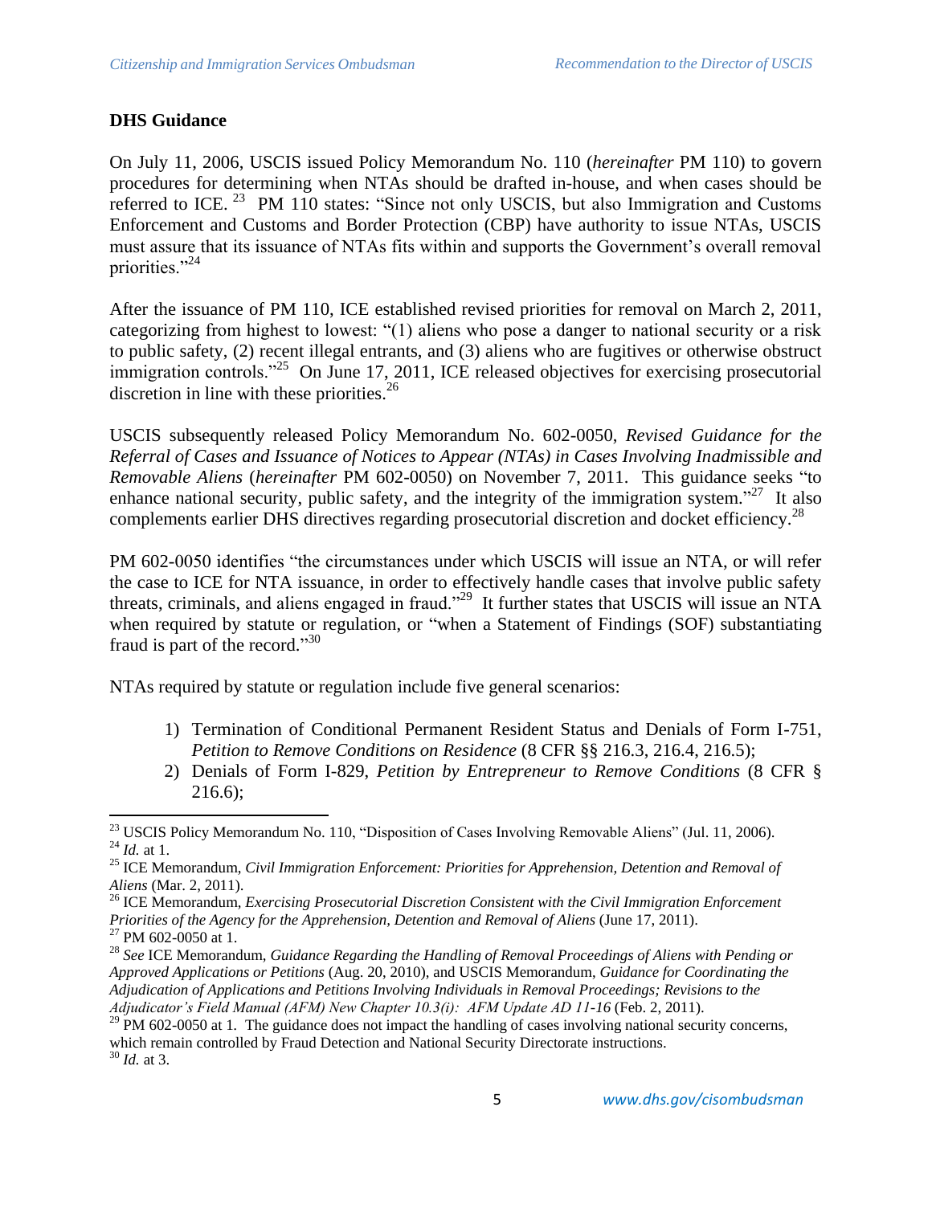**DHS Guidance**

On July 11, 2006, USCIS issued Policy Memorandum No. 110 (*hereinafter* PM 110) to govern procedures for determining when NTAs should be drafted in-house, and when cases should be referred to ICE. [23] PM 110 states: "Since not only USCIS, but also Immigration and Customs Enforcement and Customs and Border Protection (CBP) have authority to issue NTAs, USCIS must assure that its issuance of NTAs fits within and supports the Government's overall removal priorities."[24]

After the issuance of PM 110, ICE established revised priorities for removal on March 2, 2011, categorizing from highest to lowest: "(1) aliens who pose a danger to national security or a risk to public safety, (2) recent illegal entrants, and (3) aliens who are fugitives or otherwise obstruct immigration controls."[25] On June 17, 2011, ICE released objectives for exercising prosecutorial discretion in line with these priorities.[26]

USCIS subsequently released Policy Memorandum No. 602-0050, *Revised Guidance for the Referral of Cases and Issuance of Notices to Appear (NTAs) in Cases Involving Inadmissible and Removable Aliens* (*hereinafter* PM 602-0050) on November 7, 2011. This guidance seeks "to enhance national security, public safety, and the integrity of the immigration system."[27] It also complements earlier DHS directives regarding prosecutorial discretion and docket efficiency.[28]

PM 602-0050 identifies "the circumstances under which USCIS will issue an NTA, or will refer the case to ICE for NTA issuance, in order to effectively handle cases that involve public safety threats, criminals, and aliens engaged in fraud."[29] It further states that USCIS will issue an NTA when required by statute or regulation, or "when a Statement of Findings (SOF) substantiating fraud is part of the record."[30]

NTAs required by statute or regulation include five general scenarios:

1) Termination of Conditional Permanent Resident Status and Denials of Form I-751, *Petition to Remove Conditions on Residence* (8 CFR §§ 216.3, 216.4, 216.5);
2) Denials of Form I-829, *Petition by Entrepreneur to Remove Conditions* (8 CFR § 216.6);

---

[23] USCIS Policy Memorandum No. 110, "Disposition of Cases Involving Removable Aliens" (Jul. 11, 2006).
[24] *Id.* at 1.
[25] ICE Memorandum, *Civil Immigration Enforcement: Priorities for Apprehension, Detention and Removal of Aliens* (Mar. 2, 2011).
[26] ICE Memorandum, *Exercising Prosecutorial Discretion Consistent with the Civil Immigration Enforcement Priorities of the Agency for the Apprehension, Detention and Removal of Aliens* (June 17, 2011).
[27] PM 602-0050 at 1.
[28] *See* ICE Memorandum, *Guidance Regarding the Handling of Removal Proceedings of Aliens with Pending or Approved Applications or Petitions* (Aug. 20, 2010), and USCIS Memorandum, *Guidance for Coordinating the Adjudication of Applications and Petitions Involving Individuals in Removal Proceedings; Revisions to the Adjudicator's Field Manual (AFM) New Chapter 10.3(i): AFM Update AD 11-16* (Feb. 2, 2011).
[29] PM 602-0050 at 1. The guidance does not impact the handling of cases involving national security concerns, which remain controlled by Fraud Detection and National Security Directorate instructions.
[30] *Id.* at 3.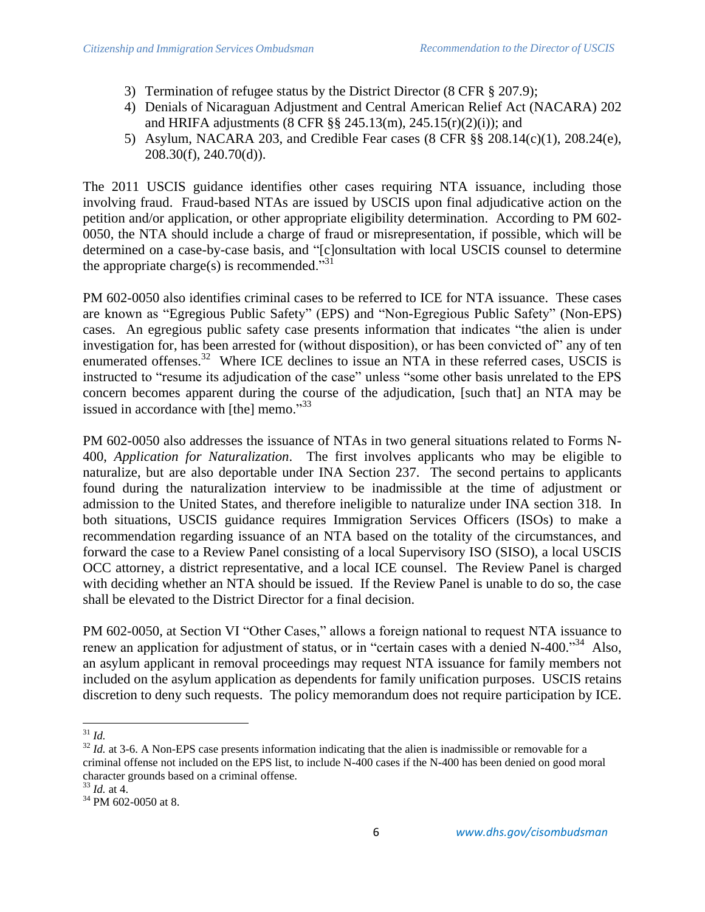3) Termination of refugee status by the District Director (8 CFR § 207.9);
4) Denials of Nicaraguan Adjustment and Central American Relief Act (NACARA) 202 and HRIFA adjustments (8 CFR §§ 245.13(m), 245.15(r)(2)(i)); and
5) Asylum, NACARA 203, and Credible Fear cases (8 CFR §§ 208.14(c)(1), 208.24(e), 208.30(f), 240.70(d)).

The 2011 USCIS guidance identifies other cases requiring NTA issuance, including those involving fraud. Fraud-based NTAs are issued by USCIS upon final adjudicative action on the petition and/or application, or other appropriate eligibility determination. According to PM 602-0050, the NTA should include a charge of fraud or misrepresentation, if possible, which will be determined on a case-by-case basis, and "[c]onsultation with local USCIS counsel to determine the appropriate charge(s) is recommended."[31]

PM 602-0050 also identifies criminal cases to be referred to ICE for NTA issuance. These cases are known as "Egregious Public Safety" (EPS) and "Non-Egregious Public Safety" (Non-EPS) cases. An egregious public safety case presents information that indicates "the alien is under investigation for, has been arrested for (without disposition), or has been convicted of" any of ten enumerated offenses.[32] Where ICE declines to issue an NTA in these referred cases, USCIS is instructed to "resume its adjudication of the case" unless "some other basis unrelated to the EPS concern becomes apparent during the course of the adjudication, [such that] an NTA may be issued in accordance with [the] memo."[33]

PM 602-0050 also addresses the issuance of NTAs in two general situations related to Forms N-400, *Application for Naturalization*. The first involves applicants who may be eligible to naturalize, but are also deportable under INA Section 237. The second pertains to applicants found during the naturalization interview to be inadmissible at the time of adjustment or admission to the United States, and therefore ineligible to naturalize under INA section 318. In both situations, USCIS guidance requires Immigration Services Officers (ISOs) to make a recommendation regarding issuance of an NTA based on the totality of the circumstances, and forward the case to a Review Panel consisting of a local Supervisory ISO (SISO), a local USCIS OCC attorney, a district representative, and a local ICE counsel. The Review Panel is charged with deciding whether an NTA should be issued. If the Review Panel is unable to do so, the case shall be elevated to the District Director for a final decision.

PM 602-0050, at Section VI "Other Cases," allows a foreign national to request NTA issuance to renew an application for adjustment of status, or in "certain cases with a denied N-400."[34] Also, an asylum applicant in removal proceedings may request NTA issuance for family members not included on the asylum application as dependents for family unification purposes. USCIS retains discretion to deny such requests. The policy memorandum does not require participation by ICE.

---

[31] *Id.*

[32] *Id.* at 3-6. A Non-EPS case presents information indicating that the alien is inadmissible or removable for a criminal offense not included on the EPS list, to include N-400 cases if the N-400 has been denied on good moral character grounds based on a criminal offense.

[33] *Id.* at 4.

[34] PM 602-0050 at 8.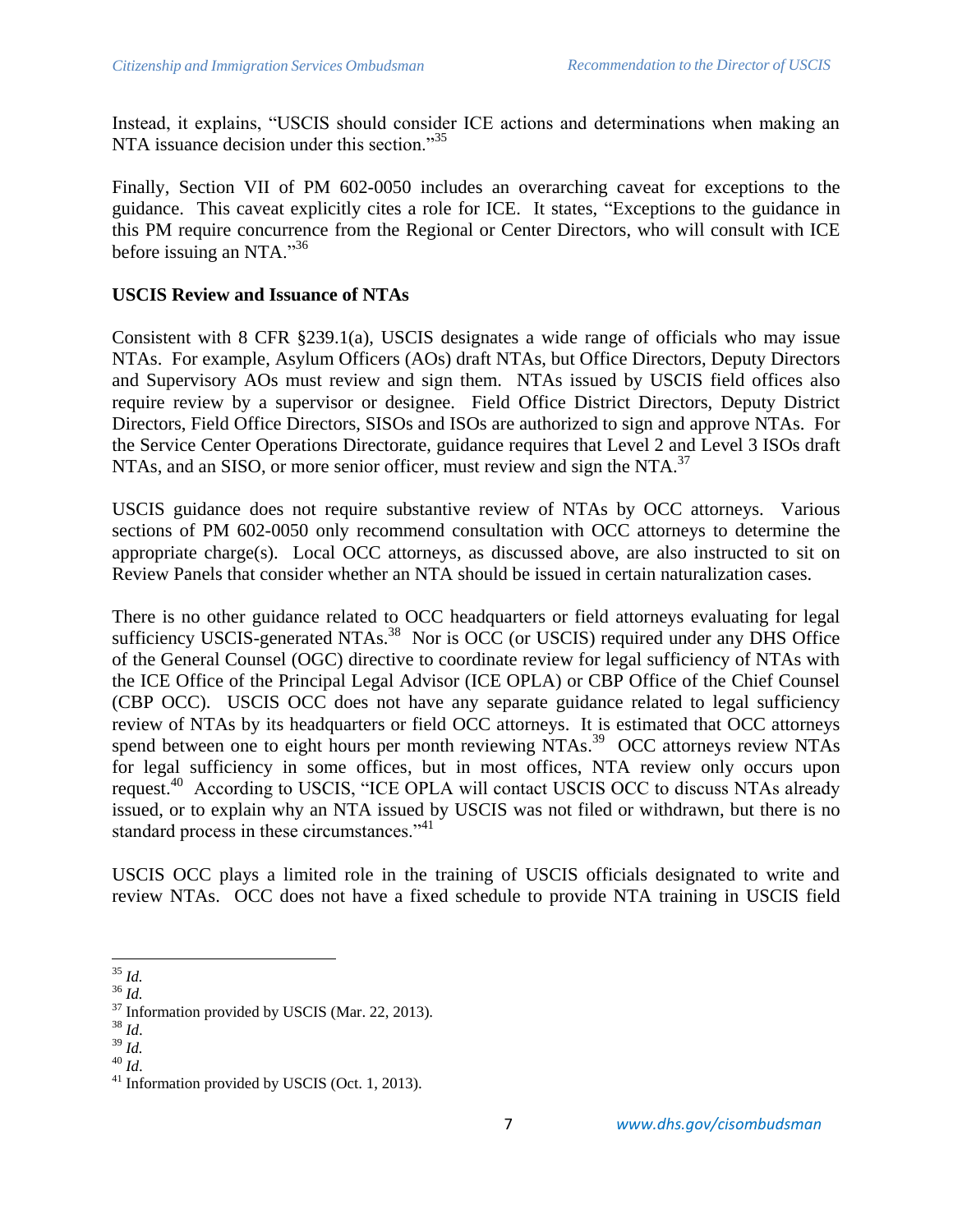Instead, it explains, "USCIS should consider ICE actions and determinations when making an NTA issuance decision under this section."[35]

Finally, Section VII of PM 602-0050 includes an overarching caveat for exceptions to the guidance. This caveat explicitly cites a role for ICE. It states, "Exceptions to the guidance in this PM require concurrence from the Regional or Center Directors, who will consult with ICE before issuing an NTA."[36]

**USCIS Review and Issuance of NTAs**

Consistent with 8 CFR §239.1(a), USCIS designates a wide range of officials who may issue NTAs. For example, Asylum Officers (AOs) draft NTAs, but Office Directors, Deputy Directors and Supervisory AOs must review and sign them. NTAs issued by USCIS field offices also require review by a supervisor or designee. Field Office District Directors, Deputy District Directors, Field Office Directors, SISOs and ISOs are authorized to sign and approve NTAs. For the Service Center Operations Directorate, guidance requires that Level 2 and Level 3 ISOs draft NTAs, and an SISO, or more senior officer, must review and sign the NTA.[37]

USCIS guidance does not require substantive review of NTAs by OCC attorneys. Various sections of PM 602-0050 only recommend consultation with OCC attorneys to determine the appropriate charge(s). Local OCC attorneys, as discussed above, are also instructed to sit on Review Panels that consider whether an NTA should be issued in certain naturalization cases.

There is no other guidance related to OCC headquarters or field attorneys evaluating for legal sufficiency USCIS-generated NTAs.[38] Nor is OCC (or USCIS) required under any DHS Office of the General Counsel (OGC) directive to coordinate review for legal sufficiency of NTAs with the ICE Office of the Principal Legal Advisor (ICE OPLA) or CBP Office of the Chief Counsel (CBP OCC). USCIS OCC does not have any separate guidance related to legal sufficiency review of NTAs by its headquarters or field OCC attorneys. It is estimated that OCC attorneys spend between one to eight hours per month reviewing NTAs.[39] OCC attorneys review NTAs for legal sufficiency in some offices, but in most offices, NTA review only occurs upon request.[40] According to USCIS, "ICE OPLA will contact USCIS OCC to discuss NTAs already issued, or to explain why an NTA issued by USCIS was not filed or withdrawn, but there is no standard process in these circumstances."[41]

USCIS OCC plays a limited role in the training of USCIS officials designated to write and review NTAs. OCC does not have a fixed schedule to provide NTA training in USCIS field

---

[35] *Id.*

[36] *Id.*

[37] Information provided by USCIS (Mar. 22, 2013).

[38] *Id.*

[39] *Id.*

[40] *Id.*

[41] Information provided by USCIS (Oct. 1, 2013).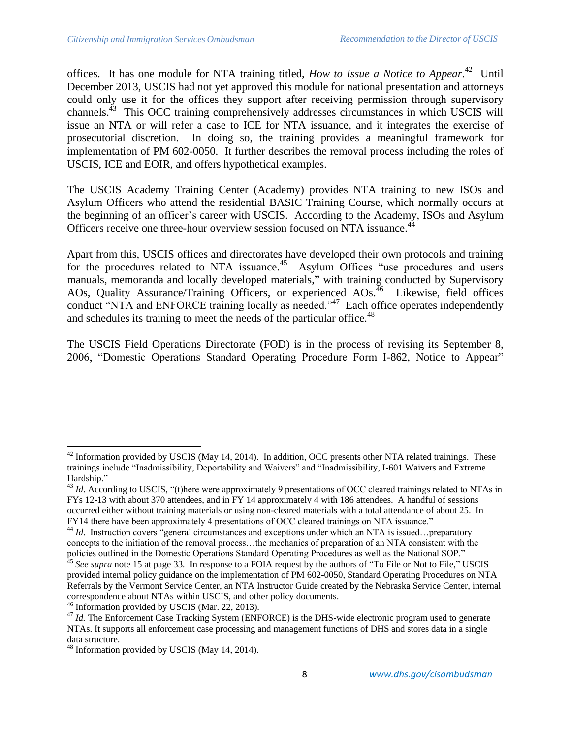offices. It has one module for NTA training titled, *How to Issue a Notice to Appear*.[42] Until December 2013, USCIS had not yet approved this module for national presentation and attorneys could only use it for the offices they support after receiving permission through supervisory channels.[43] This OCC training comprehensively addresses circumstances in which USCIS will issue an NTA or will refer a case to ICE for NTA issuance, and it integrates the exercise of prosecutorial discretion. In doing so, the training provides a meaningful framework for implementation of PM 602-0050. It further describes the removal process including the roles of USCIS, ICE and EOIR, and offers hypothetical examples.

The USCIS Academy Training Center (Academy) provides NTA training to new ISOs and Asylum Officers who attend the residential BASIC Training Course, which normally occurs at the beginning of an officer's career with USCIS. According to the Academy, ISOs and Asylum Officers receive one three-hour overview session focused on NTA issuance.[44]

Apart from this, USCIS offices and directorates have developed their own protocols and training for the procedures related to NTA issuance.[45] Asylum Offices "use procedures and users manuals, memoranda and locally developed materials," with training conducted by Supervisory AOs, Quality Assurance/Training Officers, or experienced AOs.[46] Likewise, field offices conduct "NTA and ENFORCE training locally as needed."[47] Each office operates independently and schedules its training to meet the needs of the particular office.[48]

The USCIS Field Operations Directorate (FOD) is in the process of revising its September 8, 2006, "Domestic Operations Standard Operating Procedure Form I-862, Notice to Appear"

---

[42] Information provided by USCIS (May 14, 2014). In addition, OCC presents other NTA related trainings. These trainings include "Inadmissibility, Deportability and Waivers" and "Inadmissibility, I-601 Waivers and Extreme Hardship."

[43] *Id*. According to USCIS, "(t)here were approximately 9 presentations of OCC cleared trainings related to NTAs in FYs 12-13 with about 370 attendees, and in FY 14 approximately 4 with 186 attendees. A handful of sessions occurred either without training materials or using non-cleared materials with a total attendance of about 25. In FY14 there have been approximately 4 presentations of OCC cleared trainings on NTA issuance."

[44] *Id*. Instruction covers "general circumstances and exceptions under which an NTA is issued…preparatory concepts to the initiation of the removal process…the mechanics of preparation of an NTA consistent with the policies outlined in the Domestic Operations Standard Operating Procedures as well as the National SOP."

[45] *See supra* note 15 at page 33*.* In response to a FOIA request by the authors of "To File or Not to File," USCIS provided internal policy guidance on the implementation of PM 602-0050, Standard Operating Procedures on NTA Referrals by the Vermont Service Center, an NTA Instructor Guide created by the Nebraska Service Center, internal correspondence about NTAs within USCIS, and other policy documents.

[46] Information provided by USCIS (Mar. 22, 2013).

[47] *Id.* The Enforcement Case Tracking System (ENFORCE) is the DHS-wide electronic program used to generate NTAs. It supports all enforcement case processing and management functions of DHS and stores data in a single data structure.

[48] Information provided by USCIS (May 14, 2014).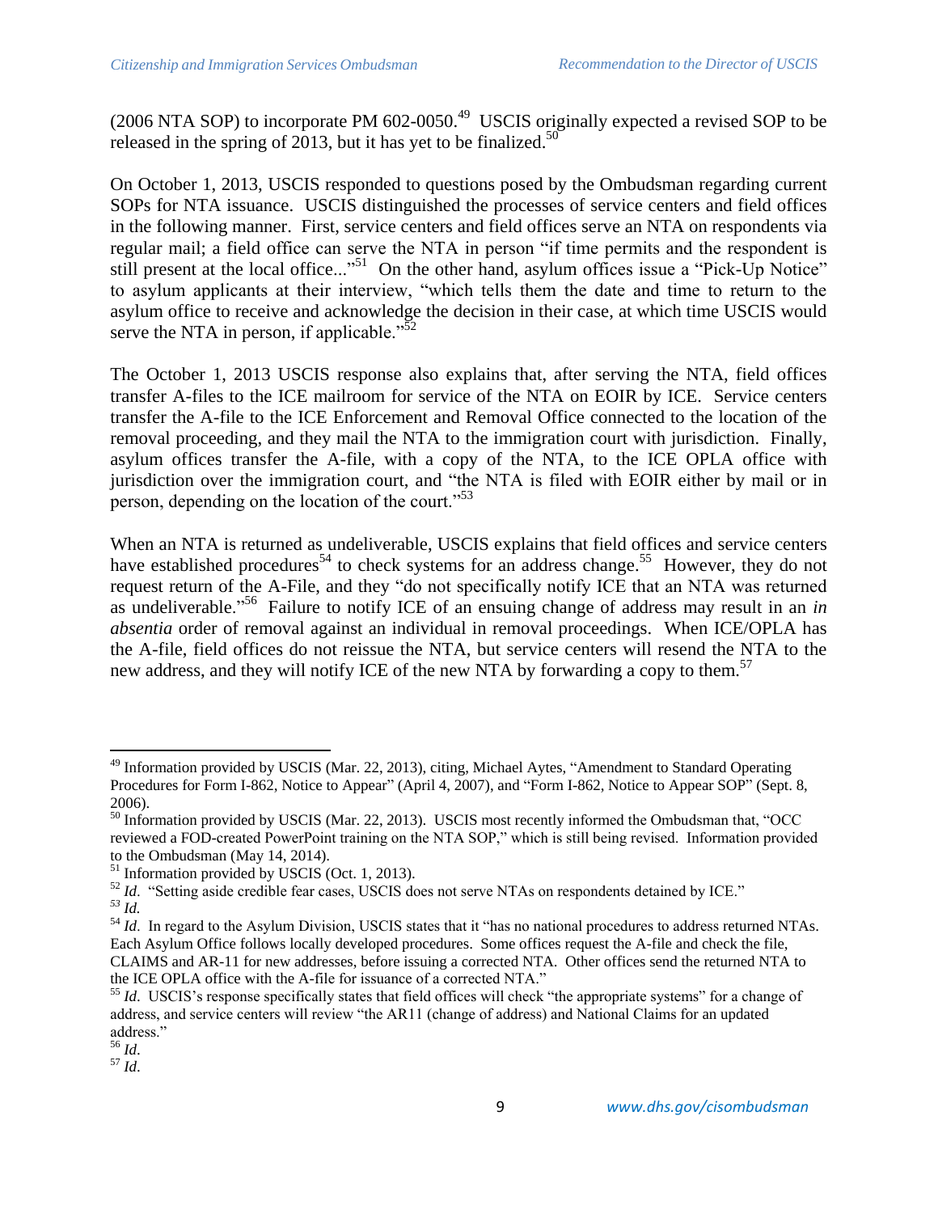(2006 NTA SOP) to incorporate PM 602-0050.[49] USCIS originally expected a revised SOP to be released in the spring of 2013, but it has yet to be finalized.[50]

On October 1, 2013, USCIS responded to questions posed by the Ombudsman regarding current SOPs for NTA issuance. USCIS distinguished the processes of service centers and field offices in the following manner. First, service centers and field offices serve an NTA on respondents via regular mail; a field office can serve the NTA in person "if time permits and the respondent is still present at the local office..."[51] On the other hand, asylum offices issue a "Pick-Up Notice" to asylum applicants at their interview, "which tells them the date and time to return to the asylum office to receive and acknowledge the decision in their case, at which time USCIS would serve the NTA in person, if applicable."[52]

The October 1, 2013 USCIS response also explains that, after serving the NTA, field offices transfer A-files to the ICE mailroom for service of the NTA on EOIR by ICE. Service centers transfer the A-file to the ICE Enforcement and Removal Office connected to the location of the removal proceeding, and they mail the NTA to the immigration court with jurisdiction. Finally, asylum offices transfer the A-file, with a copy of the NTA, to the ICE OPLA office with jurisdiction over the immigration court, and "the NTA is filed with EOIR either by mail or in person, depending on the location of the court."[53]

When an NTA is returned as undeliverable, USCIS explains that field offices and service centers have established procedures[54] to check systems for an address change.[55] However, they do not request return of the A-File, and they "do not specifically notify ICE that an NTA was returned as undeliverable."[56] Failure to notify ICE of an ensuing change of address may result in an *in absentia* order of removal against an individual in removal proceedings. When ICE/OPLA has the A-file, field offices do not reissue the NTA, but service centers will resend the NTA to the new address, and they will notify ICE of the new NTA by forwarding a copy to them.[57]

---

[49] Information provided by USCIS (Mar. 22, 2013), citing, Michael Aytes, "Amendment to Standard Operating Procedures for Form I-862, Notice to Appear" (April 4, 2007), and "Form I-862, Notice to Appear SOP" (Sept. 8, 2006).

[50] Information provided by USCIS (Mar. 22, 2013). USCIS most recently informed the Ombudsman that, "OCC reviewed a FOD-created PowerPoint training on the NTA SOP," which is still being revised. Information provided to the Ombudsman (May 14, 2014).

[51] Information provided by USCIS (Oct. 1, 2013).

[52] *Id*. "Setting aside credible fear cases, USCIS does not serve NTAs on respondents detained by ICE."

[53] *Id.*

[54] *Id*. In regard to the Asylum Division, USCIS states that it "has no national procedures to address returned NTAs. Each Asylum Office follows locally developed procedures. Some offices request the A-file and check the file, CLAIMS and AR-11 for new addresses, before issuing a corrected NTA. Other offices send the returned NTA to the ICE OPLA office with the A-file for issuance of a corrected NTA."

[55] *Id*. USCIS's response specifically states that field offices will check "the appropriate systems" for a change of address, and service centers will review "the AR11 (change of address) and National Claims for an updated address."

[56] *Id*.

[57] *Id*.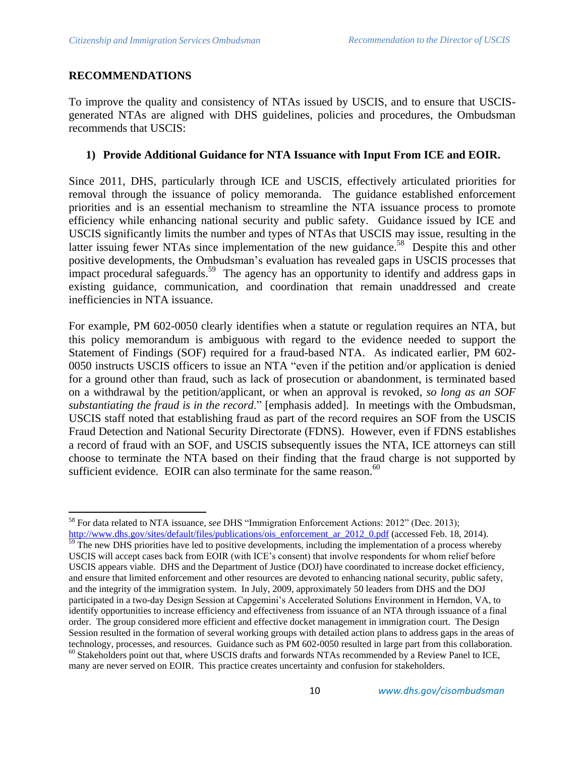## RECOMMENDATIONS

To improve the quality and consistency of NTAs issued by USCIS, and to ensure that USCIS-generated NTAs are aligned with DHS guidelines, policies and procedures, the Ombudsman recommends that USCIS:

### 1) Provide Additional Guidance for NTA Issuance with Input From ICE and EOIR.

Since 2011, DHS, particularly through ICE and USCIS, effectively articulated priorities for removal through the issuance of policy memoranda. The guidance established enforcement priorities and is an essential mechanism to streamline the NTA issuance process to promote efficiency while enhancing national security and public safety. Guidance issued by ICE and USCIS significantly limits the number and types of NTAs that USCIS may issue, resulting in the latter issuing fewer NTAs since implementation of the new guidance.[58] Despite this and other positive developments, the Ombudsman's evaluation has revealed gaps in USCIS processes that impact procedural safeguards.[59] The agency has an opportunity to identify and address gaps in existing guidance, communication, and coordination that remain unaddressed and create inefficiencies in NTA issuance.

For example, PM 602-0050 clearly identifies when a statute or regulation requires an NTA, but this policy memorandum is ambiguous with regard to the evidence needed to support the Statement of Findings (SOF) required for a fraud-based NTA. As indicated earlier, PM 602-0050 instructs USCIS officers to issue an NTA "even if the petition and/or application is denied for a ground other than fraud, such as lack of prosecution or abandonment, is terminated based on a withdrawal by the petition/applicant, or when an approval is revoked, *so long as an SOF substantiating the fraud is in the record*." [emphasis added]. In meetings with the Ombudsman, USCIS staff noted that establishing fraud as part of the record requires an SOF from the USCIS Fraud Detection and National Security Directorate (FDNS). However, even if FDNS establishes a record of fraud with an SOF, and USCIS subsequently issues the NTA, ICE attorneys can still choose to terminate the NTA based on their finding that the fraud charge is not supported by sufficient evidence. EOIR can also terminate for the same reason.[60]

---

[58] For data related to NTA issuance, *see* DHS "Immigration Enforcement Actions: 2012" (Dec. 2013); http://www.dhs.gov/sites/default/files/publications/ois_enforcement_ar_2012_0.pdf (accessed Feb. 18, 2014).

[59] The new DHS priorities have led to positive developments, including the implementation of a process whereby USCIS will accept cases back from EOIR (with ICE's consent) that involve respondents for whom relief before USCIS appears viable. DHS and the Department of Justice (DOJ) have coordinated to increase docket efficiency, and ensure that limited enforcement and other resources are devoted to enhancing national security, public safety, and the integrity of the immigration system. In July, 2009, approximately 50 leaders from DHS and the DOJ participated in a two-day Design Session at Capgemini's Accelerated Solutions Environment in Herndon, VA, to identify opportunities to increase efficiency and effectiveness from issuance of an NTA through issuance of a final order. The group considered more efficient and effective docket management in immigration court. The Design Session resulted in the formation of several working groups with detailed action plans to address gaps in the areas of technology, processes, and resources. Guidance such as PM 602-0050 resulted in large part from this collaboration.

[60] Stakeholders point out that, where USCIS drafts and forwards NTAs recommended by a Review Panel to ICE, many are never served on EOIR. This practice creates uncertainty and confusion for stakeholders.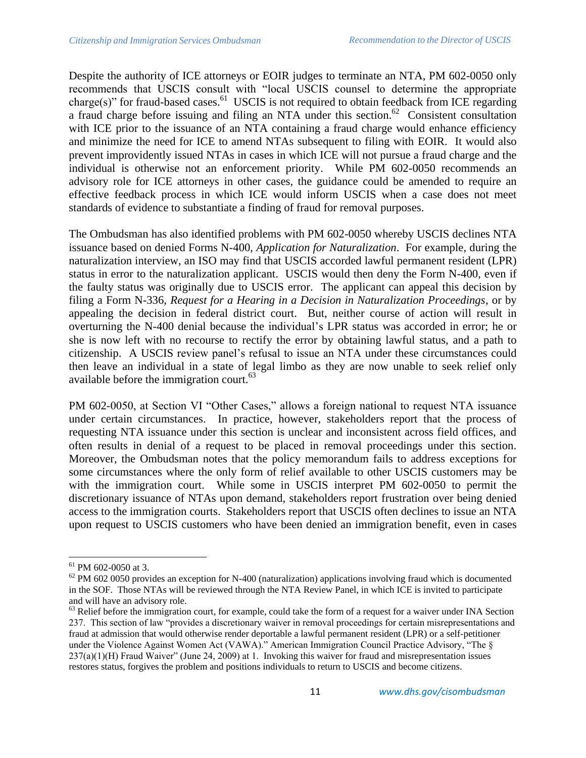Despite the authority of ICE attorneys or EOIR judges to terminate an NTA, PM 602-0050 only recommends that USCIS consult with "local USCIS counsel to determine the appropriate charge(s)" for fraud-based cases.[61] USCIS is not required to obtain feedback from ICE regarding a fraud charge before issuing and filing an NTA under this section.[62] Consistent consultation with ICE prior to the issuance of an NTA containing a fraud charge would enhance efficiency and minimize the need for ICE to amend NTAs subsequent to filing with EOIR. It would also prevent improvidently issued NTAs in cases in which ICE will not pursue a fraud charge and the individual is otherwise not an enforcement priority. While PM 602-0050 recommends an advisory role for ICE attorneys in other cases, the guidance could be amended to require an effective feedback process in which ICE would inform USCIS when a case does not meet standards of evidence to substantiate a finding of fraud for removal purposes.

The Ombudsman has also identified problems with PM 602-0050 whereby USCIS declines NTA issuance based on denied Forms N-400, *Application for Naturalization*. For example, during the naturalization interview, an ISO may find that USCIS accorded lawful permanent resident (LPR) status in error to the naturalization applicant. USCIS would then deny the Form N-400, even if the faulty status was originally due to USCIS error. The applicant can appeal this decision by filing a Form N-336, *Request for a Hearing in a Decision in Naturalization Proceedings*, or by appealing the decision in federal district court. But, neither course of action will result in overturning the N-400 denial because the individual's LPR status was accorded in error; he or she is now left with no recourse to rectify the error by obtaining lawful status, and a path to citizenship. A USCIS review panel's refusal to issue an NTA under these circumstances could then leave an individual in a state of legal limbo as they are now unable to seek relief only available before the immigration court.[63]

PM 602-0050, at Section VI "Other Cases," allows a foreign national to request NTA issuance under certain circumstances. In practice, however, stakeholders report that the process of requesting NTA issuance under this section is unclear and inconsistent across field offices, and often results in denial of a request to be placed in removal proceedings under this section. Moreover, the Ombudsman notes that the policy memorandum fails to address exceptions for some circumstances where the only form of relief available to other USCIS customers may be with the immigration court. While some in USCIS interpret PM 602-0050 to permit the discretionary issuance of NTAs upon demand, stakeholders report frustration over being denied access to the immigration courts. Stakeholders report that USCIS often declines to issue an NTA upon request to USCIS customers who have been denied an immigration benefit, even in cases

---

[61] PM 602-0050 at 3.

[62] PM 602 0050 provides an exception for N-400 (naturalization) applications involving fraud which is documented in the SOF. Those NTAs will be reviewed through the NTA Review Panel, in which ICE is invited to participate and will have an advisory role.

[63] Relief before the immigration court, for example, could take the form of a request for a waiver under INA Section 237. This section of law "provides a discretionary waiver in removal proceedings for certain misrepresentations and fraud at admission that would otherwise render deportable a lawful permanent resident (LPR) or a self-petitioner under the Violence Against Women Act (VAWA)." American Immigration Council Practice Advisory, "The § 237(a)(1)(H) Fraud Waiver" (June 24, 2009) at 1. Invoking this waiver for fraud and misrepresentation issues restores status, forgives the problem and positions individuals to return to USCIS and become citizens.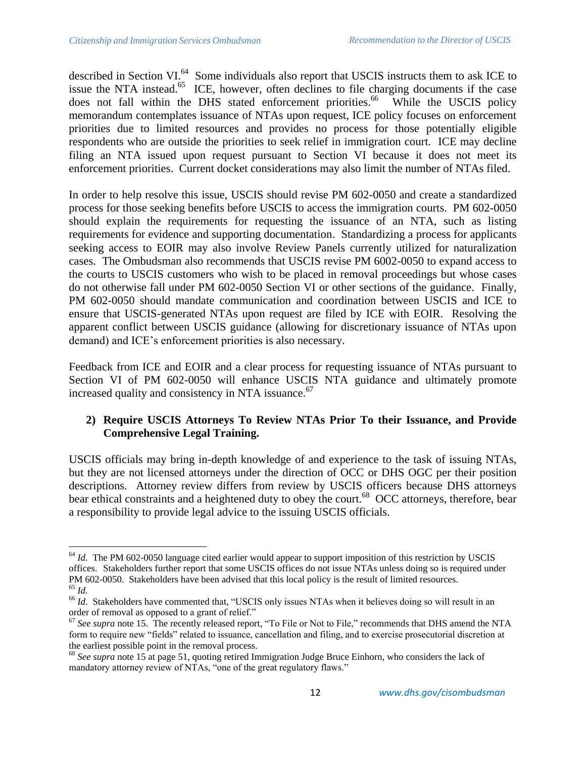described in Section VI.[64] Some individuals also report that USCIS instructs them to ask ICE to issue the NTA instead.[65] ICE, however, often declines to file charging documents if the case does not fall within the DHS stated enforcement priorities.[66] While the USCIS policy memorandum contemplates issuance of NTAs upon request, ICE policy focuses on enforcement priorities due to limited resources and provides no process for those potentially eligible respondents who are outside the priorities to seek relief in immigration court. ICE may decline filing an NTA issued upon request pursuant to Section VI because it does not meet its enforcement priorities. Current docket considerations may also limit the number of NTAs filed.

In order to help resolve this issue, USCIS should revise PM 602-0050 and create a standardized process for those seeking benefits before USCIS to access the immigration courts. PM 602-0050 should explain the requirements for requesting the issuance of an NTA, such as listing requirements for evidence and supporting documentation. Standardizing a process for applicants seeking access to EOIR may also involve Review Panels currently utilized for naturalization cases. The Ombudsman also recommends that USCIS revise PM 6002-0050 to expand access to the courts to USCIS customers who wish to be placed in removal proceedings but whose cases do not otherwise fall under PM 602-0050 Section VI or other sections of the guidance. Finally, PM 602-0050 should mandate communication and coordination between USCIS and ICE to ensure that USCIS-generated NTAs upon request are filed by ICE with EOIR. Resolving the apparent conflict between USCIS guidance (allowing for discretionary issuance of NTAs upon demand) and ICE's enforcement priorities is also necessary.

Feedback from ICE and EOIR and a clear process for requesting issuance of NTAs pursuant to Section VI of PM 602-0050 will enhance USCIS NTA guidance and ultimately promote increased quality and consistency in NTA issuance.[67]

**2) Require USCIS Attorneys To Review NTAs Prior To their Issuance, and Provide Comprehensive Legal Training.**

USCIS officials may bring in-depth knowledge of and experience to the task of issuing NTAs, but they are not licensed attorneys under the direction of OCC or DHS OGC per their position descriptions. Attorney review differs from review by USCIS officers because DHS attorneys bear ethical constraints and a heightened duty to obey the court.[68] OCC attorneys, therefore, bear a responsibility to provide legal advice to the issuing USCIS officials.

---

[64] *Id.* The PM 602-0050 language cited earlier would appear to support imposition of this restriction by USCIS offices. Stakeholders further report that some USCIS offices do not issue NTAs unless doing so is required under PM 602-0050. Stakeholders have been advised that this local policy is the result of limited resources.

[65] *Id.*

[66] *Id.* Stakeholders have commented that, "USCIS only issues NTAs when it believes doing so will result in an order of removal as opposed to a grant of relief."

[67] *See supra* note 15. The recently released report, "To File or Not to File," recommends that DHS amend the NTA form to require new "fields" related to issuance, cancellation and filing, and to exercise prosecutorial discretion at the earliest possible point in the removal process.

[68] *See supra* note 15 at page 51, quoting retired Immigration Judge Bruce Einhorn, who considers the lack of mandatory attorney review of NTAs, "one of the great regulatory flaws."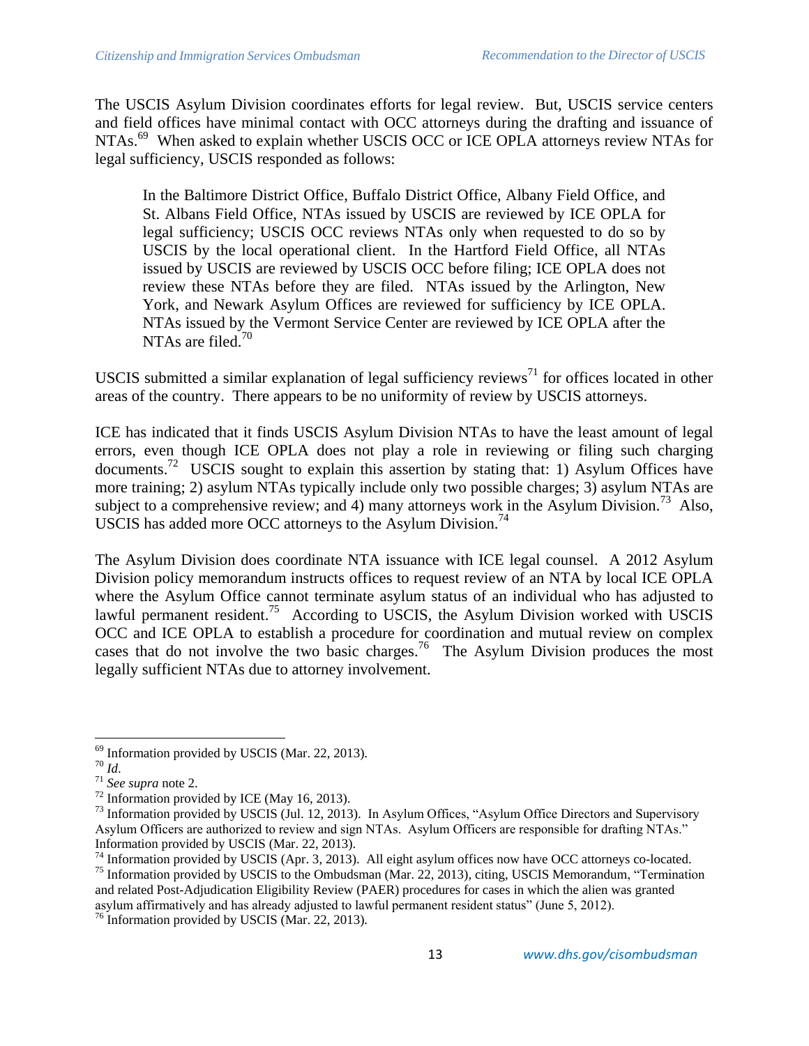The USCIS Asylum Division coordinates efforts for legal review. But, USCIS service centers and field offices have minimal contact with OCC attorneys during the drafting and issuance of NTAs.[69] When asked to explain whether USCIS OCC or ICE OPLA attorneys review NTAs for legal sufficiency, USCIS responded as follows:

> In the Baltimore District Office, Buffalo District Office, Albany Field Office, and St. Albans Field Office, NTAs issued by USCIS are reviewed by ICE OPLA for legal sufficiency; USCIS OCC reviews NTAs only when requested to do so by USCIS by the local operational client. In the Hartford Field Office, all NTAs issued by USCIS are reviewed by USCIS OCC before filing; ICE OPLA does not review these NTAs before they are filed. NTAs issued by the Arlington, New York, and Newark Asylum Offices are reviewed for sufficiency by ICE OPLA. NTAs issued by the Vermont Service Center are reviewed by ICE OPLA after the NTAs are filed.[70]

USCIS submitted a similar explanation of legal sufficiency reviews[71] for offices located in other areas of the country. There appears to be no uniformity of review by USCIS attorneys.

ICE has indicated that it finds USCIS Asylum Division NTAs to have the least amount of legal errors, even though ICE OPLA does not play a role in reviewing or filing such charging documents.[72] USCIS sought to explain this assertion by stating that: 1) Asylum Offices have more training; 2) asylum NTAs typically include only two possible charges; 3) asylum NTAs are subject to a comprehensive review; and 4) many attorneys work in the Asylum Division.[73] Also, USCIS has added more OCC attorneys to the Asylum Division.[74]

The Asylum Division does coordinate NTA issuance with ICE legal counsel. A 2012 Asylum Division policy memorandum instructs offices to request review of an NTA by local ICE OPLA where the Asylum Office cannot terminate asylum status of an individual who has adjusted to lawful permanent resident.[75] According to USCIS, the Asylum Division worked with USCIS OCC and ICE OPLA to establish a procedure for coordination and mutual review on complex cases that do not involve the two basic charges.[76] The Asylum Division produces the most legally sufficient NTAs due to attorney involvement.

---

[69] Information provided by USCIS (Mar. 22, 2013).

[70] *Id*.

[71] *See supra* note 2.

[72] Information provided by ICE (May 16, 2013).

[73] Information provided by USCIS (Jul. 12, 2013). In Asylum Offices, "Asylum Office Directors and Supervisory Asylum Officers are authorized to review and sign NTAs. Asylum Officers are responsible for drafting NTAs." Information provided by USCIS (Mar. 22, 2013).

[74] Information provided by USCIS (Apr. 3, 2013). All eight asylum offices now have OCC attorneys co-located.

[75] Information provided by USCIS to the Ombudsman (Mar. 22, 2013), citing, USCIS Memorandum, "Termination and related Post-Adjudication Eligibility Review (PAER) procedures for cases in which the alien was granted asylum affirmatively and has already adjusted to lawful permanent resident status" (June 5, 2012).

[76] Information provided by USCIS (Mar. 22, 2013).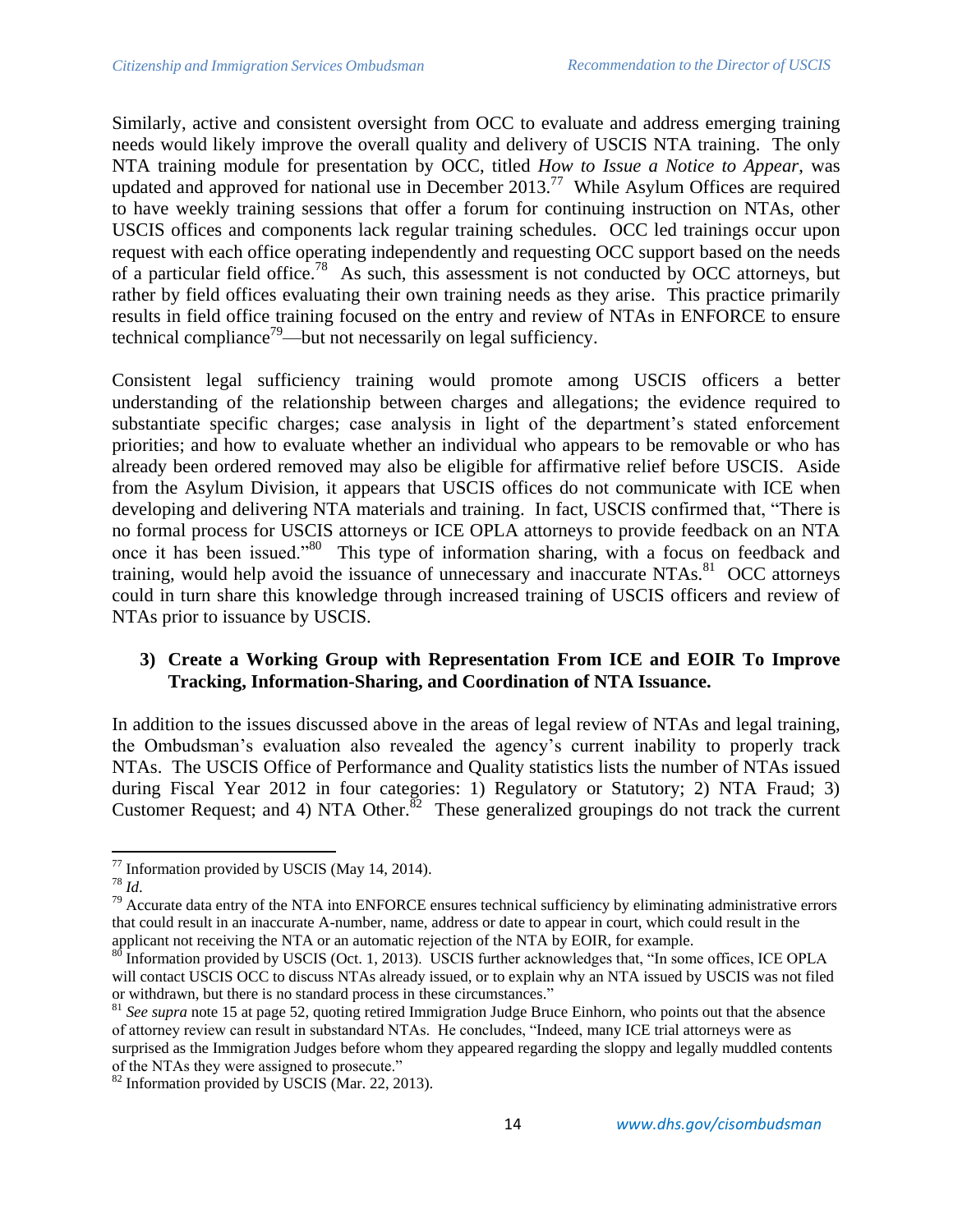Similarly, active and consistent oversight from OCC to evaluate and address emerging training needs would likely improve the overall quality and delivery of USCIS NTA training. The only NTA training module for presentation by OCC, titled *How to Issue a Notice to Appear*, was updated and approved for national use in December 2013.[77] While Asylum Offices are required to have weekly training sessions that offer a forum for continuing instruction on NTAs, other USCIS offices and components lack regular training schedules. OCC led trainings occur upon request with each office operating independently and requesting OCC support based on the needs of a particular field office.[78] As such, this assessment is not conducted by OCC attorneys, but rather by field offices evaluating their own training needs as they arise. This practice primarily results in field office training focused on the entry and review of NTAs in ENFORCE to ensure technical compliance[79]—but not necessarily on legal sufficiency.

Consistent legal sufficiency training would promote among USCIS officers a better understanding of the relationship between charges and allegations; the evidence required to substantiate specific charges; case analysis in light of the department's stated enforcement priorities; and how to evaluate whether an individual who appears to be removable or who has already been ordered removed may also be eligible for affirmative relief before USCIS. Aside from the Asylum Division, it appears that USCIS offices do not communicate with ICE when developing and delivering NTA materials and training. In fact, USCIS confirmed that, "There is no formal process for USCIS attorneys or ICE OPLA attorneys to provide feedback on an NTA once it has been issued."[80] This type of information sharing, with a focus on feedback and training, would help avoid the issuance of unnecessary and inaccurate NTAs.[81] OCC attorneys could in turn share this knowledge through increased training of USCIS officers and review of NTAs prior to issuance by USCIS.

### 3) Create a Working Group with Representation From ICE and EOIR To Improve Tracking, Information-Sharing, and Coordination of NTA Issuance.

In addition to the issues discussed above in the areas of legal review of NTAs and legal training, the Ombudsman's evaluation also revealed the agency's current inability to properly track NTAs. The USCIS Office of Performance and Quality statistics lists the number of NTAs issued during Fiscal Year 2012 in four categories: 1) Regulatory or Statutory; 2) NTA Fraud; 3) Customer Request; and 4) NTA Other.[82] These generalized groupings do not track the current

---

[77] Information provided by USCIS (May 14, 2014).

[78] *Id*.

[79] Accurate data entry of the NTA into ENFORCE ensures technical sufficiency by eliminating administrative errors that could result in an inaccurate A-number, name, address or date to appear in court, which could result in the applicant not receiving the NTA or an automatic rejection of the NTA by EOIR, for example.

[80] Information provided by USCIS (Oct. 1, 2013). USCIS further acknowledges that, "In some offices, ICE OPLA will contact USCIS OCC to discuss NTAs already issued, or to explain why an NTA issued by USCIS was not filed or withdrawn, but there is no standard process in these circumstances."

[81] *See supra* note 15 at page 52, quoting retired Immigration Judge Bruce Einhorn, who points out that the absence of attorney review can result in substandard NTAs. He concludes, "Indeed, many ICE trial attorneys were as surprised as the Immigration Judges before whom they appeared regarding the sloppy and legally muddled contents of the NTAs they were assigned to prosecute."

[82] Information provided by USCIS (Mar. 22, 2013).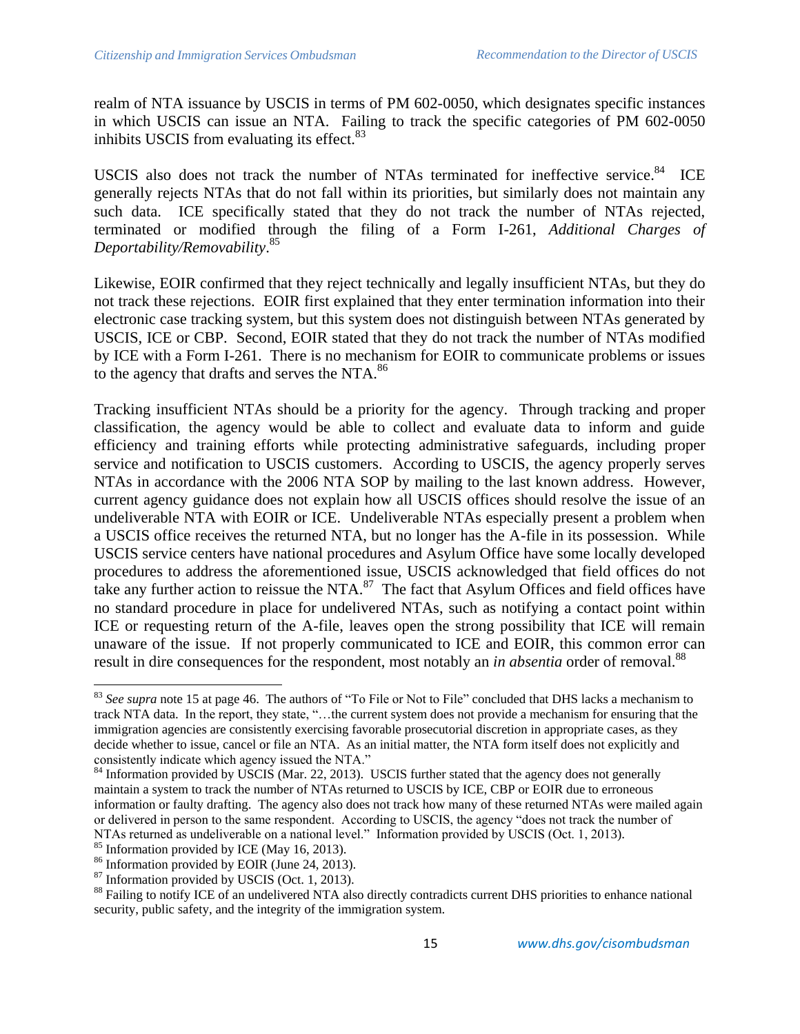realm of NTA issuance by USCIS in terms of PM 602-0050, which designates specific instances in which USCIS can issue an NTA. Failing to track the specific categories of PM 602-0050 inhibits USCIS from evaluating its effect.[83]

USCIS also does not track the number of NTAs terminated for ineffective service.[84] ICE generally rejects NTAs that do not fall within its priorities, but similarly does not maintain any such data. ICE specifically stated that they do not track the number of NTAs rejected, terminated or modified through the filing of a Form I-261, *Additional Charges of Deportability/Removability*.[85]

Likewise, EOIR confirmed that they reject technically and legally insufficient NTAs, but they do not track these rejections. EOIR first explained that they enter termination information into their electronic case tracking system, but this system does not distinguish between NTAs generated by USCIS, ICE or CBP. Second, EOIR stated that they do not track the number of NTAs modified by ICE with a Form I-261. There is no mechanism for EOIR to communicate problems or issues to the agency that drafts and serves the NTA.[86]

Tracking insufficient NTAs should be a priority for the agency. Through tracking and proper classification, the agency would be able to collect and evaluate data to inform and guide efficiency and training efforts while protecting administrative safeguards, including proper service and notification to USCIS customers. According to USCIS, the agency properly serves NTAs in accordance with the 2006 NTA SOP by mailing to the last known address. However, current agency guidance does not explain how all USCIS offices should resolve the issue of an undeliverable NTA with EOIR or ICE. Undeliverable NTAs especially present a problem when a USCIS office receives the returned NTA, but no longer has the A-file in its possession. While USCIS service centers have national procedures and Asylum Office have some locally developed procedures to address the aforementioned issue, USCIS acknowledged that field offices do not take any further action to reissue the NTA.[87] The fact that Asylum Offices and field offices have no standard procedure in place for undelivered NTAs, such as notifying a contact point within ICE or requesting return of the A-file, leaves open the strong possibility that ICE will remain unaware of the issue. If not properly communicated to ICE and EOIR, this common error can result in dire consequences for the respondent, most notably an *in absentia* order of removal.[88]

---

[83] *See supra* note 15 at page 46. The authors of "To File or Not to File" concluded that DHS lacks a mechanism to track NTA data. In the report, they state, "…the current system does not provide a mechanism for ensuring that the immigration agencies are consistently exercising favorable prosecutorial discretion in appropriate cases, as they decide whether to issue, cancel or file an NTA. As an initial matter, the NTA form itself does not explicitly and consistently indicate which agency issued the NTA."

[84] Information provided by USCIS (Mar. 22, 2013). USCIS further stated that the agency does not generally maintain a system to track the number of NTAs returned to USCIS by ICE, CBP or EOIR due to erroneous information or faulty drafting. The agency also does not track how many of these returned NTAs were mailed again or delivered in person to the same respondent. According to USCIS, the agency "does not track the number of NTAs returned as undeliverable on a national level." Information provided by USCIS (Oct. 1, 2013).

[85] Information provided by ICE (May 16, 2013).

[86] Information provided by EOIR (June 24, 2013).

[87] Information provided by USCIS (Oct. 1, 2013).

[88] Failing to notify ICE of an undelivered NTA also directly contradicts current DHS priorities to enhance national security, public safety, and the integrity of the immigration system.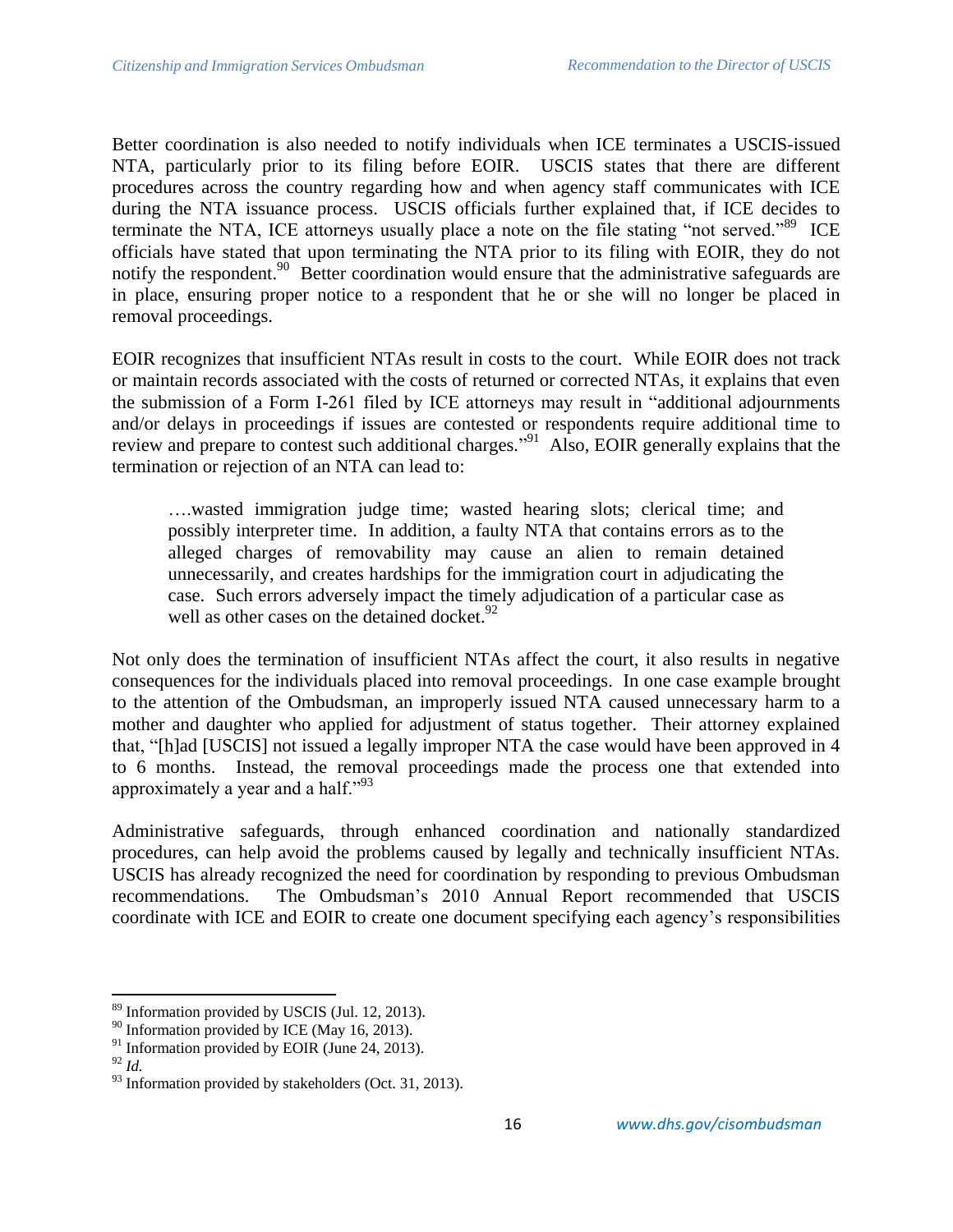Better coordination is also needed to notify individuals when ICE terminates a USCIS-issued NTA, particularly prior to its filing before EOIR. USCIS states that there are different procedures across the country regarding how and when agency staff communicates with ICE during the NTA issuance process. USCIS officials further explained that, if ICE decides to terminate the NTA, ICE attorneys usually place a note on the file stating "not served."[89] ICE officials have stated that upon terminating the NTA prior to its filing with EOIR, they do not notify the respondent.[90] Better coordination would ensure that the administrative safeguards are in place, ensuring proper notice to a respondent that he or she will no longer be placed in removal proceedings.

EOIR recognizes that insufficient NTAs result in costs to the court. While EOIR does not track or maintain records associated with the costs of returned or corrected NTAs, it explains that even the submission of a Form I-261 filed by ICE attorneys may result in "additional adjournments and/or delays in proceedings if issues are contested or respondents require additional time to review and prepare to contest such additional charges."[91] Also, EOIR generally explains that the termination or rejection of an NTA can lead to:

> ….wasted immigration judge time; wasted hearing slots; clerical time; and possibly interpreter time. In addition, a faulty NTA that contains errors as to the alleged charges of removability may cause an alien to remain detained unnecessarily, and creates hardships for the immigration court in adjudicating the case. Such errors adversely impact the timely adjudication of a particular case as well as other cases on the detained docket.[92]

Not only does the termination of insufficient NTAs affect the court, it also results in negative consequences for the individuals placed into removal proceedings. In one case example brought to the attention of the Ombudsman, an improperly issued NTA caused unnecessary harm to a mother and daughter who applied for adjustment of status together. Their attorney explained that, "[h]ad [USCIS] not issued a legally improper NTA the case would have been approved in 4 to 6 months. Instead, the removal proceedings made the process one that extended into approximately a year and a half."[93]

Administrative safeguards, through enhanced coordination and nationally standardized procedures, can help avoid the problems caused by legally and technically insufficient NTAs. USCIS has already recognized the need for coordination by responding to previous Ombudsman recommendations. The Ombudsman's 2010 Annual Report recommended that USCIS coordinate with ICE and EOIR to create one document specifying each agency's responsibilities

---

[89] Information provided by USCIS (Jul. 12, 2013).

[90] Information provided by ICE (May 16, 2013).

[91] Information provided by EOIR (June 24, 2013).

[92] *Id.*

[93] Information provided by stakeholders (Oct. 31, 2013).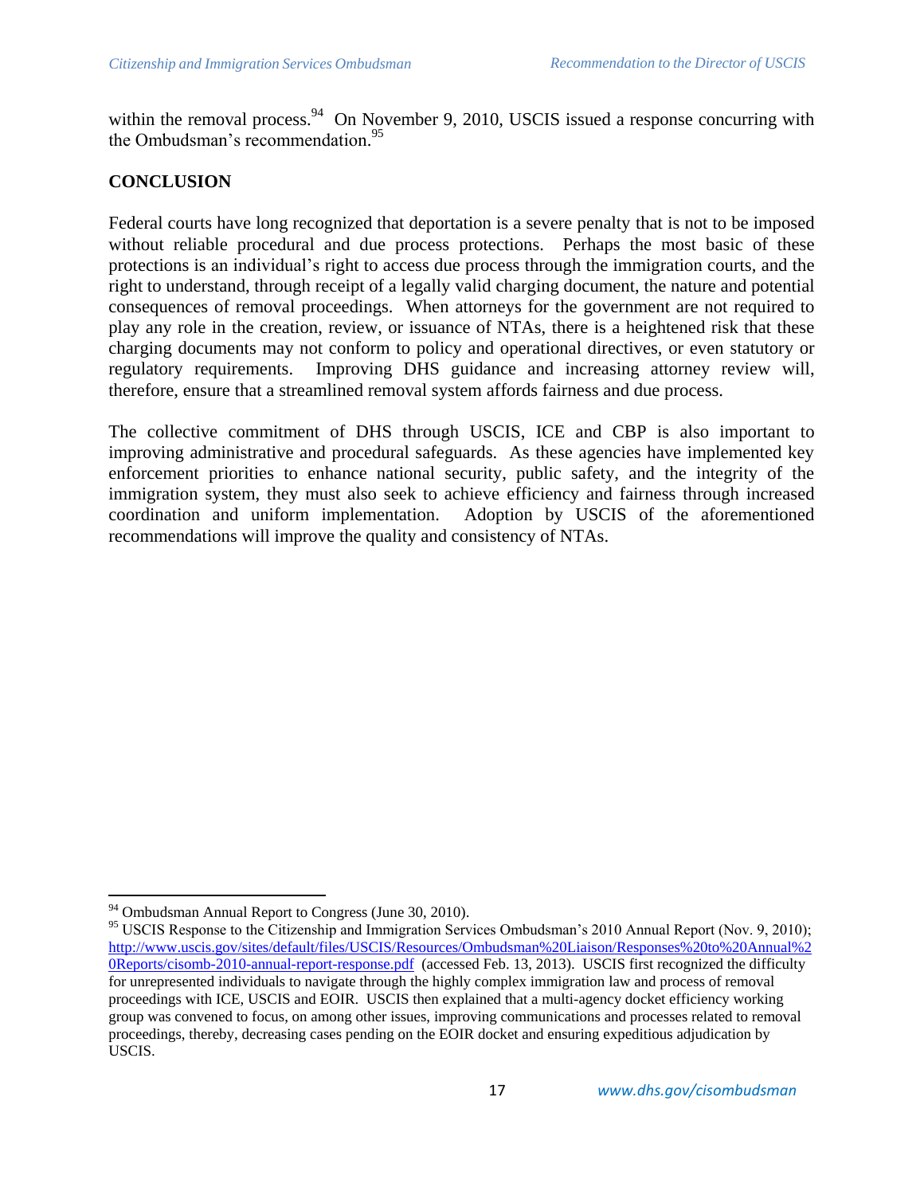within the removal process.[94] On November 9, 2010, USCIS issued a response concurring with the Ombudsman's recommendation.[95]

## CONCLUSION

Federal courts have long recognized that deportation is a severe penalty that is not to be imposed without reliable procedural and due process protections. Perhaps the most basic of these protections is an individual's right to access due process through the immigration courts, and the right to understand, through receipt of a legally valid charging document, the nature and potential consequences of removal proceedings. When attorneys for the government are not required to play any role in the creation, review, or issuance of NTAs, there is a heightened risk that these charging documents may not conform to policy and operational directives, or even statutory or regulatory requirements. Improving DHS guidance and increasing attorney review will, therefore, ensure that a streamlined removal system affords fairness and due process.

The collective commitment of DHS through USCIS, ICE and CBP is also important to improving administrative and procedural safeguards. As these agencies have implemented key enforcement priorities to enhance national security, public safety, and the integrity of the immigration system, they must also seek to achieve efficiency and fairness through increased coordination and uniform implementation. Adoption by USCIS of the aforementioned recommendations will improve the quality and consistency of NTAs.

---

[94] Ombudsman Annual Report to Congress (June 30, 2010).

[95] USCIS Response to the Citizenship and Immigration Services Ombudsman's 2010 Annual Report (Nov. 9, 2010); http://www.uscis.gov/sites/default/files/USCIS/Resources/Ombudsman%20Liaison/Responses%20to%20Annual%20Reports/cisomb-2010-annual-report-response.pdf (accessed Feb. 13, 2013). USCIS first recognized the difficulty for unrepresented individuals to navigate through the highly complex immigration law and process of removal proceedings with ICE, USCIS and EOIR. USCIS then explained that a multi-agency docket efficiency working group was convened to focus, on among other issues, improving communications and processes related to removal proceedings, thereby, decreasing cases pending on the EOIR docket and ensuring expeditious adjudication by USCIS.